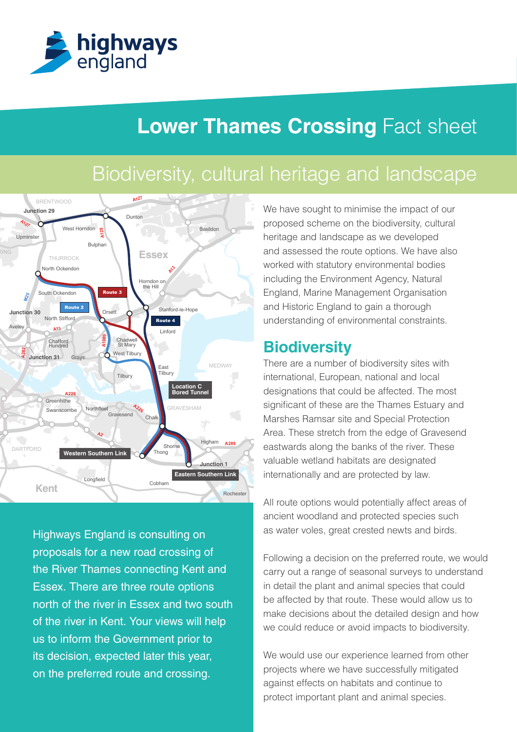highways england

# Lower Thames Crossing Fact sheet

## Biodiversity, cultural heritage and landscape

Highways England is consulting on proposals for a new road crossing of the River Thames connecting Kent and Essex. There are three route options north of the river in Essex and two south of the river in Kent. Your views will help us to inform the Government prior to its decision, expected later this year, on the preferred route and crossing.

We have sought to minimise the impact of our proposed scheme on the biodiversity, cultural heritage and landscape as we developed and assessed the route options. We have also worked with statutory environmental bodies including the Environment Agency, Natural England, Marine Management Organisation and Historic England to gain a thorough understanding of environmental constraints.

## Biodiversity

There are a number of biodiversity sites with international, European, national and local designations that could be affected. The most significant of these are the Thames Estuary and Marshes Ramsar site and Special Protection Area. These stretch from the edge of Gravesend eastwards along the banks of the river. These valuable wetland habitats are designated internationally and are protected by law.

All route options would potentially affect areas of ancient woodland and protected species such as water voles, great crested newts and birds.

Following a decision on the preferred route, we would carry out a range of seasonal surveys to understand in detail the plant and animal species that could be affected by that route. These would allow us to make decisions about the detailed design and how we could reduce or avoid impacts to biodiversity.

We would use our experience learned from other projects where we have successfully mitigated against effects on habitats and continue to protect important plant and animal species.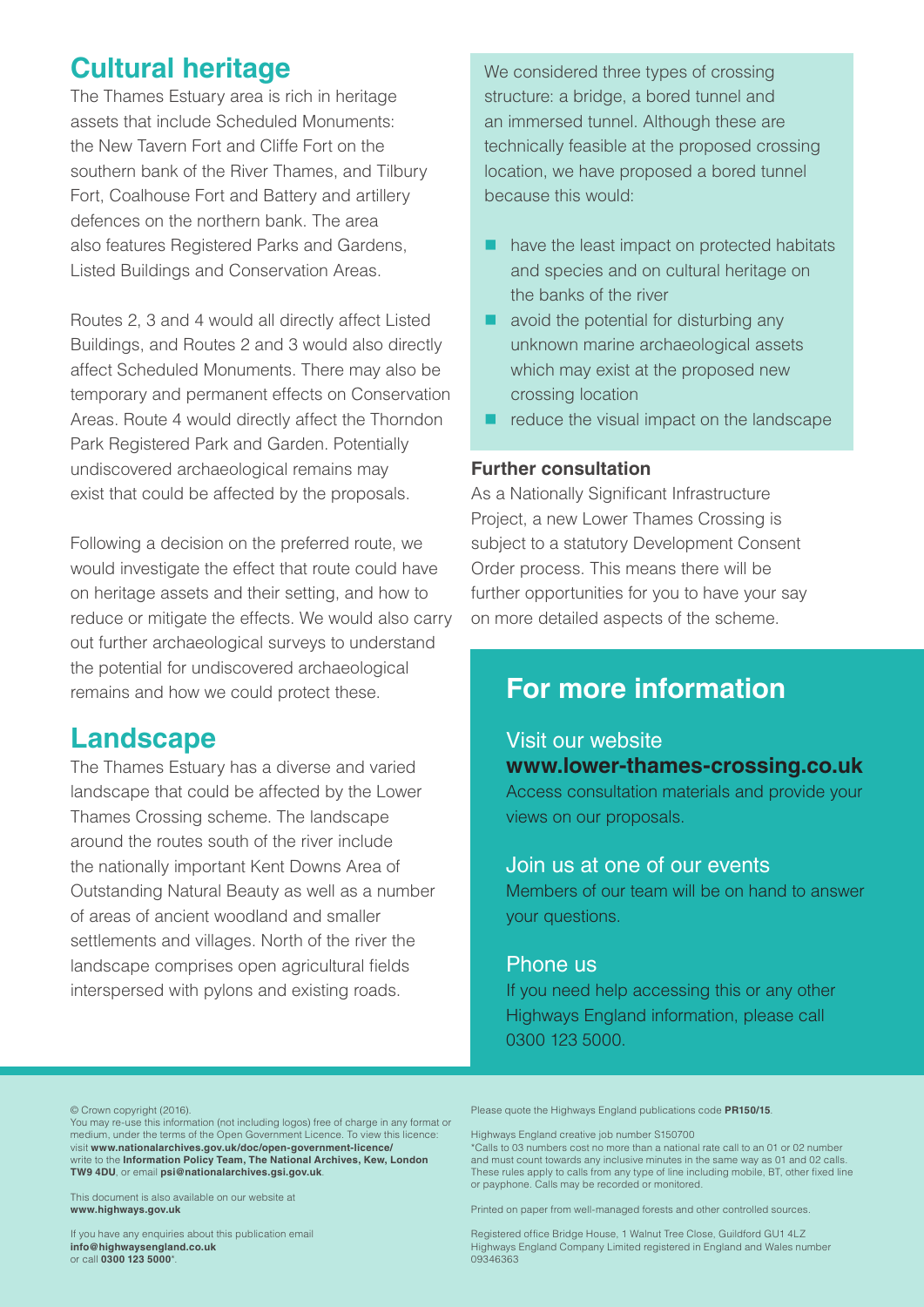## Cultural heritage

The Thames Estuary area is rich in heritage assets that include Scheduled Monuments: the New Tavern Fort and Cliffe Fort on the southern bank of the River Thames, and Tilbury Fort, Coalhouse Fort and Battery and artillery defences on the northern bank. The area also features Registered Parks and Gardens, Listed Buildings and Conservation Areas.

Routes 2, 3 and 4 would all directly affect Listed Buildings, and Routes 2 and 3 would also directly affect Scheduled Monuments. There may also be temporary and permanent effects on Conservation Areas. Route 4 would directly affect the Thorndon Park Registered Park and Garden. Potentially undiscovered archaeological remains may exist that could be affected by the proposals.

Following a decision on the preferred route, we would investigate the effect that route could have on heritage assets and their setting, and how to reduce or mitigate the effects. We would also carry out further archaeological surveys to understand the potential for undiscovered archaeological remains and how we could protect these.

## Landscape

The Thames Estuary has a diverse and varied landscape that could be affected by the Lower Thames Crossing scheme. The landscape around the routes south of the river include the nationally important Kent Downs Area of Outstanding Natural Beauty as well as a number of areas of ancient woodland and smaller settlements and villages. North of the river the landscape comprises open agricultural fields interspersed with pylons and existing roads.

We considered three types of crossing structure: a bridge, a bored tunnel and an immersed tunnel. Although these are technically feasible at the proposed crossing location, we have proposed a bored tunnel because this would:

- have the least impact on protected habitats and species and on cultural heritage on the banks of the river
- avoid the potential for disturbing any unknown marine archaeological assets which may exist at the proposed new crossing location
- reduce the visual impact on the landscape

**Further consultation**

As a Nationally Significant Infrastructure Project, a new Lower Thames Crossing is subject to a statutory Development Consent Order process. This means there will be further opportunities for you to have your say on more detailed aspects of the scheme.

## For more information

### Visit our website

**www.lower-thames-crossing.co.uk**

Access consultation materials and provide your views on our proposals.

### Join us at one of our events

Members of our team will be on hand to answer your questions.

### Phone us

If you need help accessing this or any other Highways England information, please call 0300 123 5000.

© Crown copyright (2016).
You may re-use this information (not including logos) free of charge in any format or medium, under the terms of the Open Government Licence. To view this licence: visit **www.nationalarchives.gov.uk/doc/open-government-licence/** write to the **Information Policy Team, The National Archives, Kew, London TW9 4DU**, or email **psi@nationalarchives.gsi.gov.uk**.

This document is also available on our website at **www.highways.gov.uk**

If you have any enquiries about this publication email **info@highwaysengland.co.uk** or call **0300 123 5000***.

Please quote the Highways England publications code **PR150/15**.

Highways England creative job number S150700
*Calls to 03 numbers cost no more than a national rate call to an 01 or 02 number and must count towards any inclusive minutes in the same way as 01 and 02 calls. These rules apply to calls from any type of line including mobile, BT, other fixed line or payphone. Calls may be recorded or monitored.

Printed on paper from well-managed forests and other controlled sources.

Registered office Bridge House, 1 Walnut Tree Close, Guildford GU1 4LZ
Highways England Company Limited registered in England and Wales number 09346363